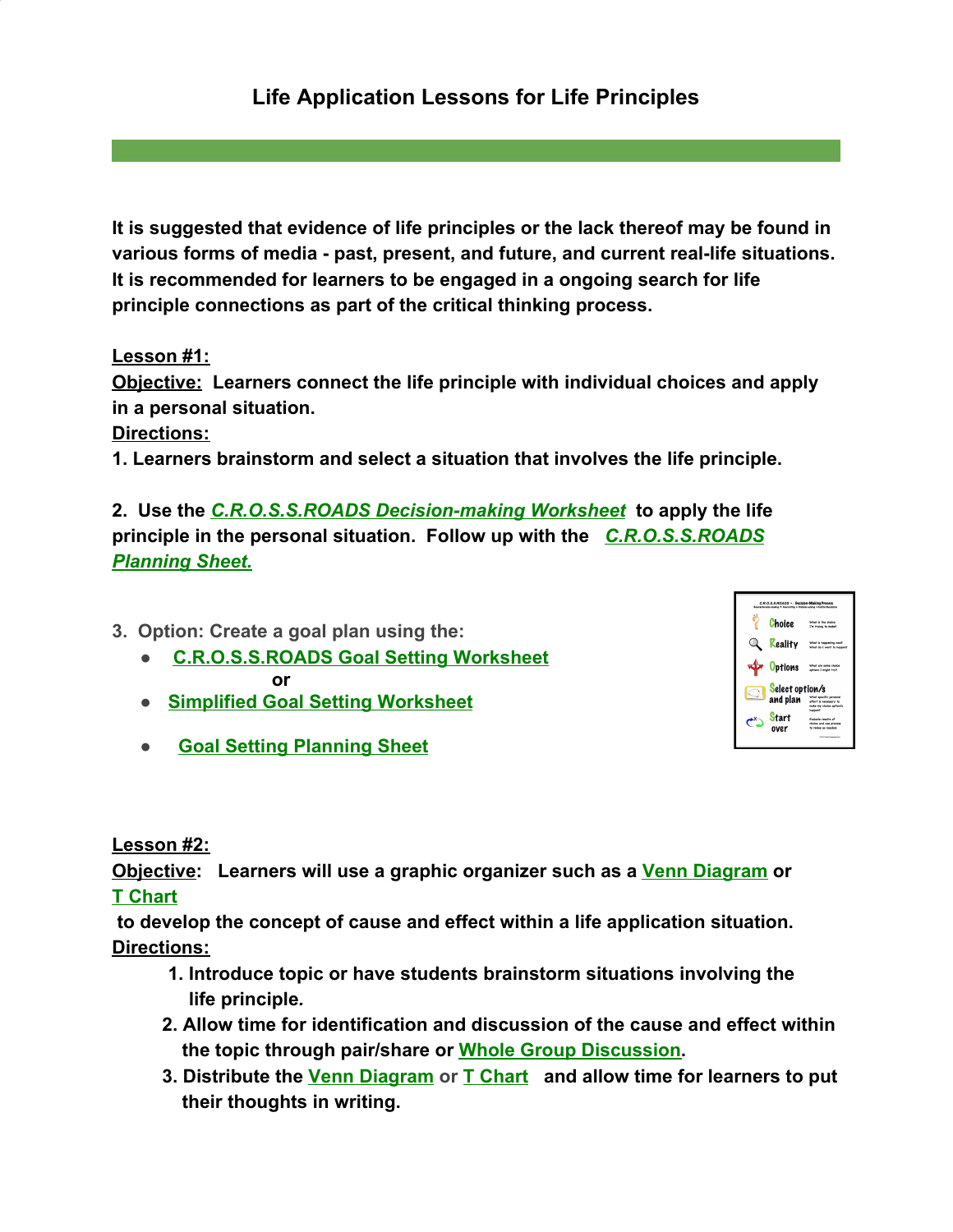# Life Application Lessons for Life Principles

**It is suggested that evidence of life principles or the lack thereof may be found in various forms of media - past, present, and future, and current real-life situations. It is recommended for learners to be engaged in a ongoing search for life principle connections as part of the critical thinking process.**

**Lesson #1:**

**Objective: Learners connect the life principle with individual choices and apply in a personal situation.**

**Directions:**

**1. Learners brainstorm and select a situation that involves the life principle.**

**2. Use the *C.R.O.S.S.ROADS Decision-making Worksheet* to apply the life principle in the personal situation. Follow up with the *C.R.O.S.S.ROADS Planning Sheet.***

**3. Option: Create a goal plan using the:**

- **C.R.O.S.S.ROADS Goal Setting Worksheet**

  **or**

- **Simplified Goal Setting Worksheet**
- **Goal Setting Planning Sheet**

**Lesson #2:**

**Objective: Learners will use a graphic organizer such as a Venn Diagram or T Chart to develop the concept of cause and effect within a life application situation.**

**Directions:**

1. **Introduce topic or have students brainstorm situations involving the life principle.**
2. **Allow time for identification and discussion of the cause and effect within the topic through pair/share or Whole Group Discussion.**
3. **Distribute the Venn Diagram or T Chart and allow time for learners to put their thoughts in writing.**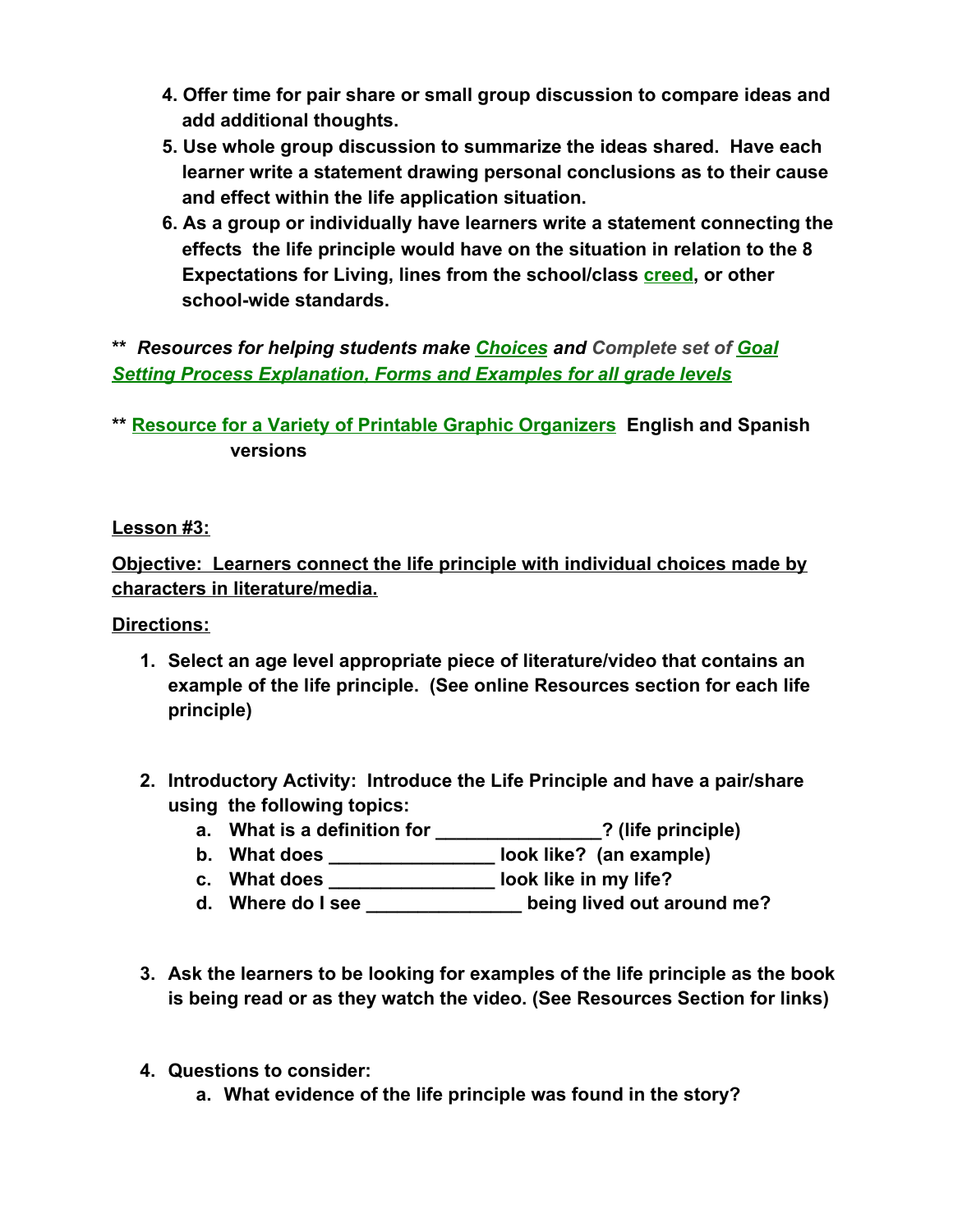4. **Offer time for pair share or small group discussion to compare ideas and add additional thoughts.**
5. **Use whole group discussion to summarize the ideas shared. Have each learner write a statement drawing personal conclusions as to their cause and effect within the life application situation.**
6. **As a group or individually have learners write a statement connecting the effects the life principle would have on the situation in relation to the 8 Expectations for Living, lines from the school/class creed, or other school-wide standards.**

**\*\* *Resources for helping students make Choices and Complete set of Goal Setting Process Explanation, Forms and Examples for all grade levels***

**\*\* Resource for a Variety of Printable Graphic Organizers English and Spanish versions**

**Lesson #3:**

**Objective: Learners connect the life principle with individual choices made by characters in literature/media.**

**Directions:**

1. **Select an age level appropriate piece of literature/video that contains an example of the life principle. (See online Resources section for each life principle)**
2. **Introductory Activity: Introduce the Life Principle and have a pair/share using the following topics:**
   a. **What is a definition for ________________? (life principle)**
   b. **What does ________________ look like? (an example)**
   c. **What does ________________ look like in my life?**
   d. **Where do I see _______________ being lived out around me?**
3. **Ask the learners to be looking for examples of the life principle as the book is being read or as they watch the video. (See Resources Section for links)**
4. **Questions to consider:**
   a. **What evidence of the life principle was found in the story?**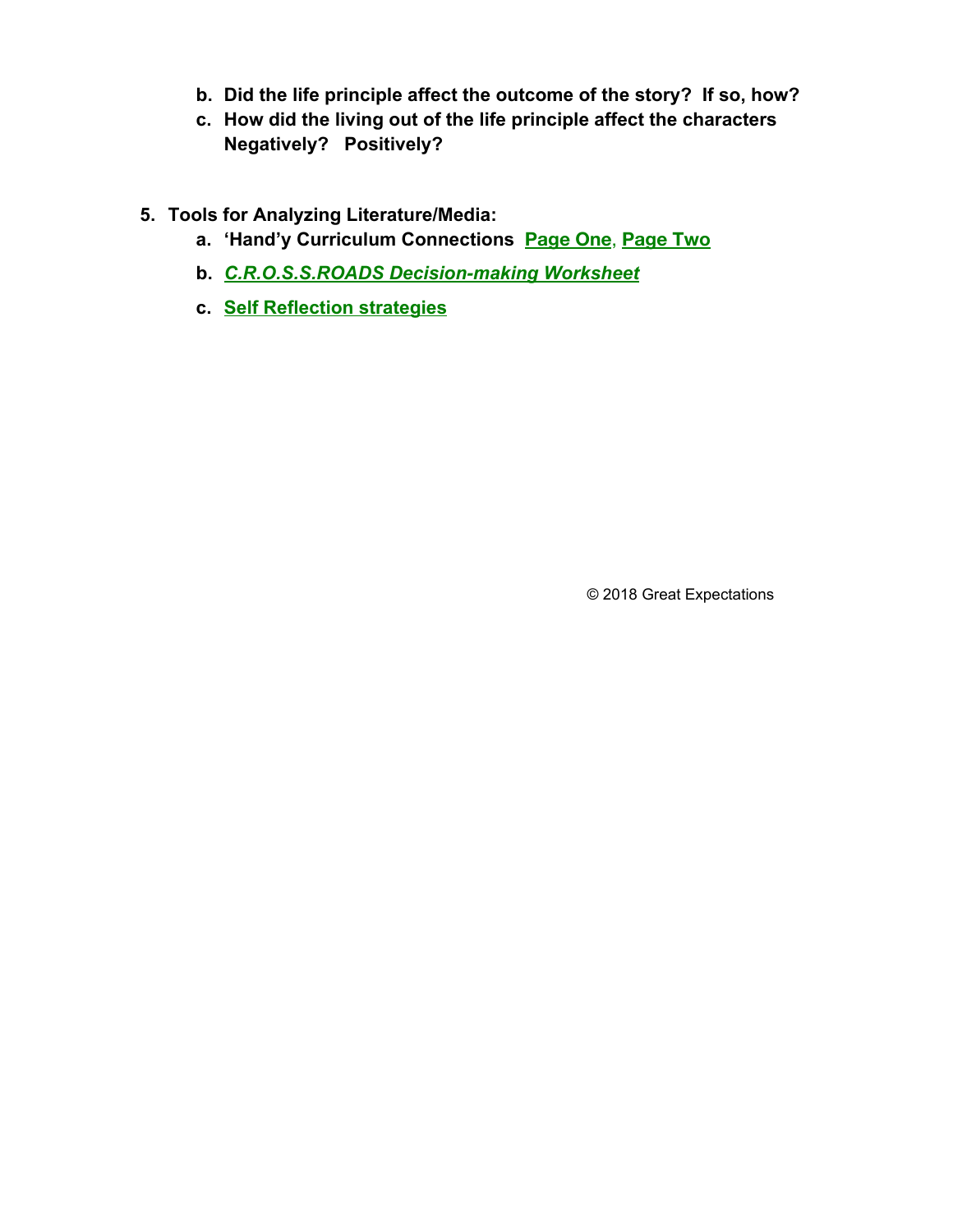b. **Did the life principle affect the outcome of the story? If so, how?**
   c. **How did the living out of the life principle affect the characters Negatively? Positively?**

5. **Tools for Analyzing Literature/Media:**
   a. **'Hand'y Curriculum Connections** **Page One**, **Page Two**
   b. ***C.R.O.S.S.ROADS Decision-making Worksheet***
   c. **Self Reflection strategies**

© 2018 Great Expectations